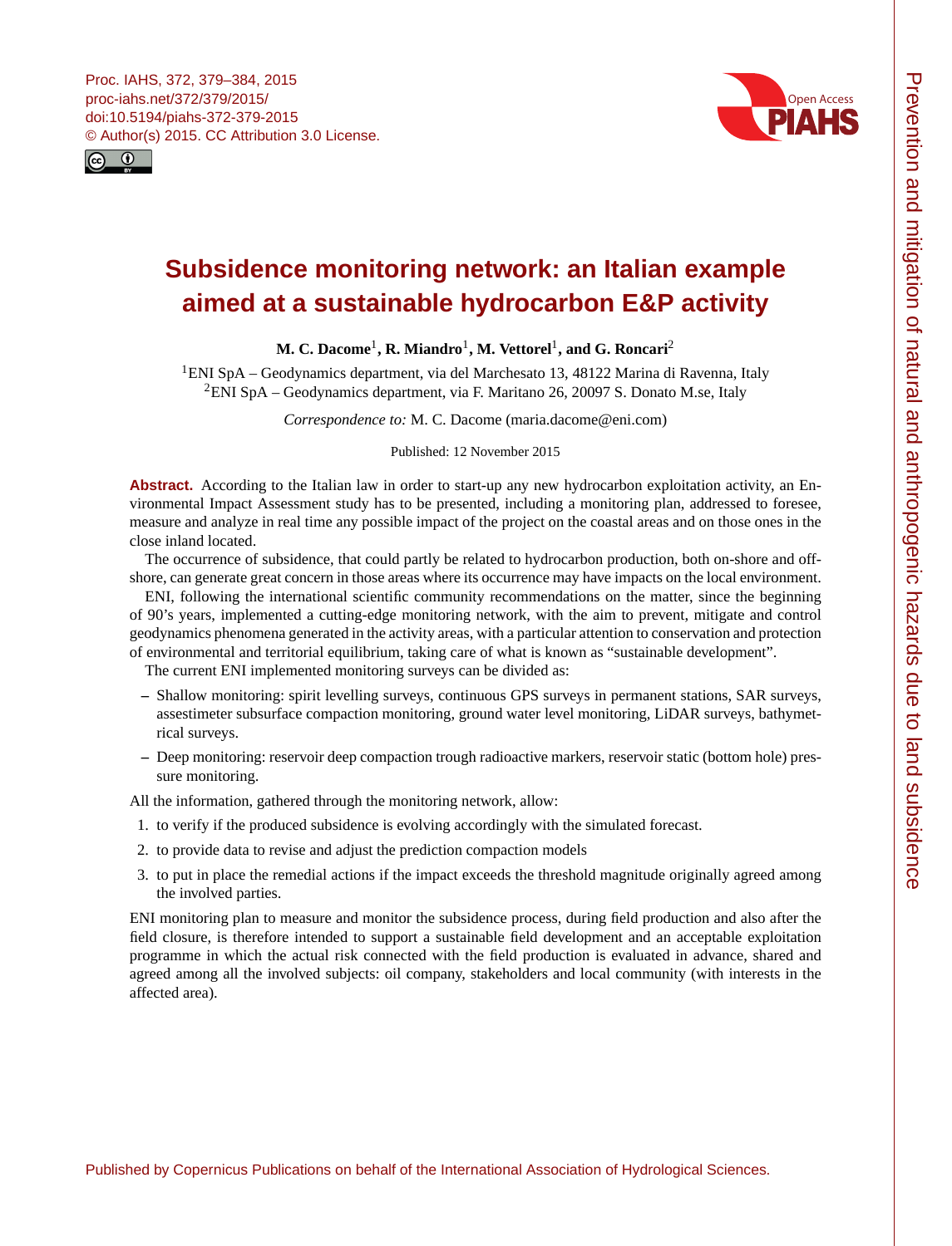Proc. IAHS, 372, 379–384, 2015
proc-iahs.net/372/379/2015/
doi:10.5194/piahs-372-379-2015
© Author(s) 2015. CC Attribution 3.0 License.

# Subsidence monitoring network: an Italian example aimed at a sustainable hydrocarbon E&P activity

**M. C. Dacome[1], R. Miandro[1], M. Vettorel[1], and G. Roncari[2]**

[1]ENI SpA – Geodynamics department, via del Marchesato 13, 48122 Marina di Ravenna, Italy
[2]ENI SpA – Geodynamics department, via F. Maritano 26, 20097 S. Donato M.se, Italy

*Correspondence to:* M. C. Dacome (maria.dacome@eni.com)

Published: 12 November 2015

**Abstract.** According to the Italian law in order to start-up any new hydrocarbon exploitation activity, an Environmental Impact Assessment study has to be presented, including a monitoring plan, addressed to foresee, measure and analyze in real time any possible impact of the project on the coastal areas and on those ones in the close inland located.

The occurrence of subsidence, that could partly be related to hydrocarbon production, both on-shore and off-shore, can generate great concern in those areas where its occurrence may have impacts on the local environment.

ENI, following the international scientific community recommendations on the matter, since the beginning of 90's years, implemented a cutting-edge monitoring network, with the aim to prevent, mitigate and control geodynamics phenomena generated in the activity areas, with a particular attention to conservation and protection of environmental and territorial equilibrium, taking care of what is known as "sustainable development".

The current ENI implemented monitoring surveys can be divided as:

- Shallow monitoring: spirit levelling surveys, continuous GPS surveys in permanent stations, SAR surveys, assestimeter subsurface compaction monitoring, ground water level monitoring, LiDAR surveys, bathymetrical surveys.
- Deep monitoring: reservoir deep compaction trough radioactive markers, reservoir static (bottom hole) pressure monitoring.

All the information, gathered through the monitoring network, allow:

1. to verify if the produced subsidence is evolving accordingly with the simulated forecast.
2. to provide data to revise and adjust the prediction compaction models
3. to put in place the remedial actions if the impact exceeds the threshold magnitude originally agreed among the involved parties.

ENI monitoring plan to measure and monitor the subsidence process, during field production and also after the field closure, is therefore intended to support a sustainable field development and an acceptable exploitation programme in which the actual risk connected with the field production is evaluated in advance, shared and agreed among all the involved subjects: oil company, stakeholders and local community (with interests in the affected area).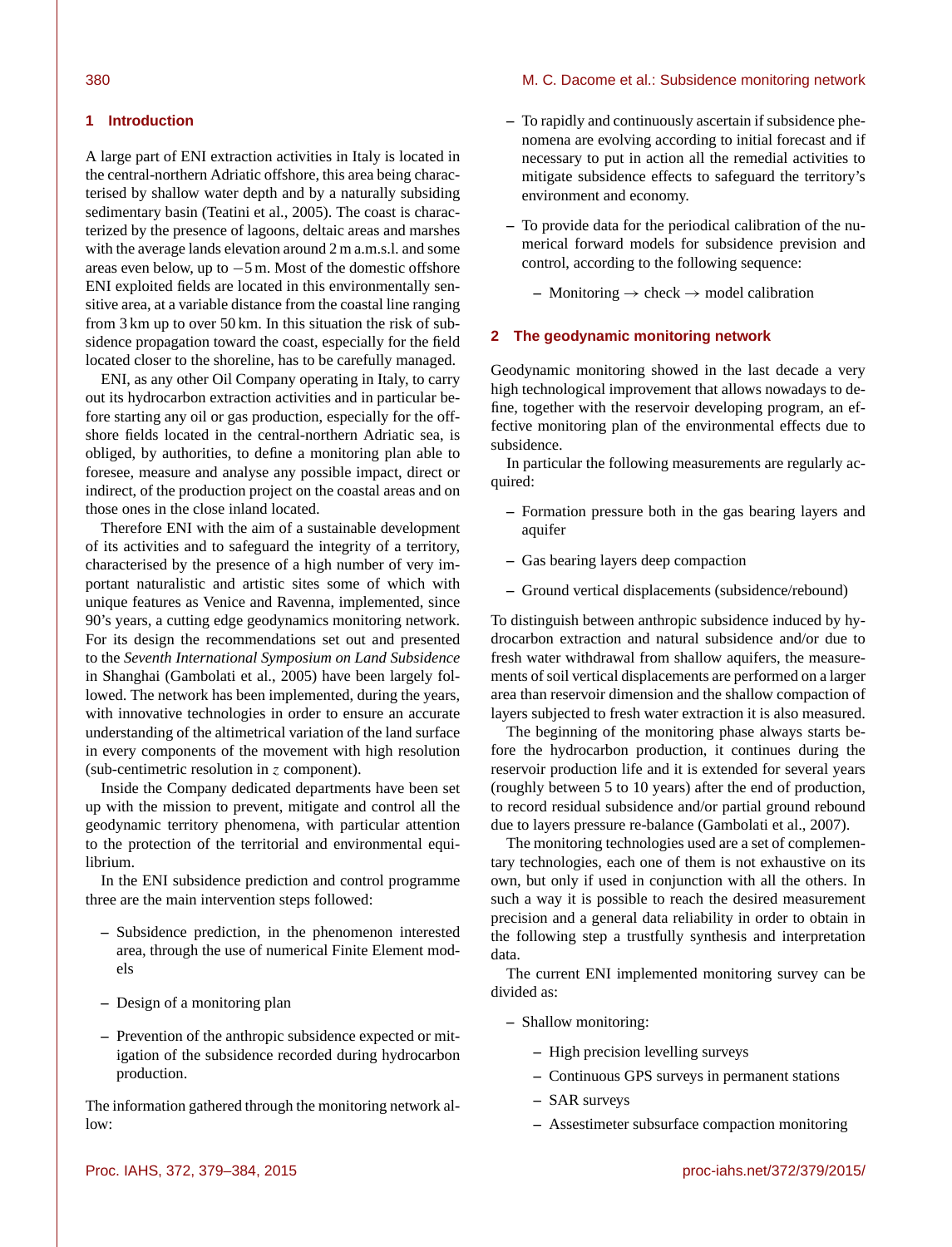## 1 Introduction

A large part of ENI extraction activities in Italy is located in the central-northern Adriatic offshore, this area being characterised by shallow water depth and by a naturally subsiding sedimentary basin (Teatini et al., 2005). The coast is characterized by the presence of lagoons, deltaic areas and marshes with the average lands elevation around 2 m a.m.s.l. and some areas even below, up to −5 m. Most of the domestic offshore ENI exploited fields are located in this environmentally sensitive area, at a variable distance from the coastal line ranging from 3 km up to over 50 km. In this situation the risk of subsidence propagation toward the coast, especially for the field located closer to the shoreline, has to be carefully managed.

ENI, as any other Oil Company operating in Italy, to carry out its hydrocarbon extraction activities and in particular before starting any oil or gas production, especially for the offshore fields located in the central-northern Adriatic sea, is obliged, by authorities, to define a monitoring plan able to foresee, measure and analyse any possible impact, direct or indirect, of the production project on the coastal areas and on those ones in the close inland located.

Therefore ENI with the aim of a sustainable development of its activities and to safeguard the integrity of a territory, characterised by the presence of a high number of very important naturalistic and artistic sites some of which with unique features as Venice and Ravenna, implemented, since 90's years, a cutting edge geodynamics monitoring network. For its design the recommendations set out and presented to the *Seventh International Symposium on Land Subsidence* in Shanghai (Gambolati et al., 2005) have been largely followed. The network has been implemented, during the years, with innovative technologies in order to ensure an accurate understanding of the altimetrical variation of the land surface in every components of the movement with high resolution (sub-centimetric resolution in $z$ component).

Inside the Company dedicated departments have been set up with the mission to prevent, mitigate and control all the geodynamic territory phenomena, with particular attention to the protection of the territorial and environmental equilibrium.

In the ENI subsidence prediction and control programme three are the main intervention steps followed:

- Subsidence prediction, in the phenomenon interested area, through the use of numerical Finite Element models
- Design of a monitoring plan
- Prevention of the anthropic subsidence expected or mitigation of the subsidence recorded during hydrocarbon production.

The information gathered through the monitoring network allow:

- To rapidly and continuously ascertain if subsidence phenomena are evolving according to initial forecast and if necessary to put in action all the remedial activities to mitigate subsidence effects to safeguard the territory's environment and economy.
- To provide data for the periodical calibration of the numerical forward models for subsidence prevision and control, according to the following sequence:
  - Monitoring → check → model calibration

## 2 The geodynamic monitoring network

Geodynamic monitoring showed in the last decade a very high technological improvement that allows nowadays to define, together with the reservoir developing program, an effective monitoring plan of the environmental effects due to subsidence.

In particular the following measurements are regularly acquired:

- Formation pressure both in the gas bearing layers and aquifer
- Gas bearing layers deep compaction
- Ground vertical displacements (subsidence/rebound)

To distinguish between anthropic subsidence induced by hydrocarbon extraction and natural subsidence and/or due to fresh water withdrawal from shallow aquifers, the measurements of soil vertical displacements are performed on a larger area than reservoir dimension and the shallow compaction of layers subjected to fresh water extraction it is also measured.

The beginning of the monitoring phase always starts before the hydrocarbon production, it continues during the reservoir production life and it is extended for several years (roughly between 5 to 10 years) after the end of production, to record residual subsidence and/or partial ground rebound due to layers pressure re-balance (Gambolati et al., 2007).

The monitoring technologies used are a set of complementary technologies, each one of them is not exhaustive on its own, but only if used in conjunction with all the others. In such a way it is possible to reach the desired measurement precision and a general data reliability in order to obtain in the following step a trustfully synthesis and interpretation data.

The current ENI implemented monitoring survey can be divided as:

- Shallow monitoring:
  - High precision levelling surveys
  - Continuous GPS surveys in permanent stations
  - SAR surveys
  - Assestimeter subsurface compaction monitoring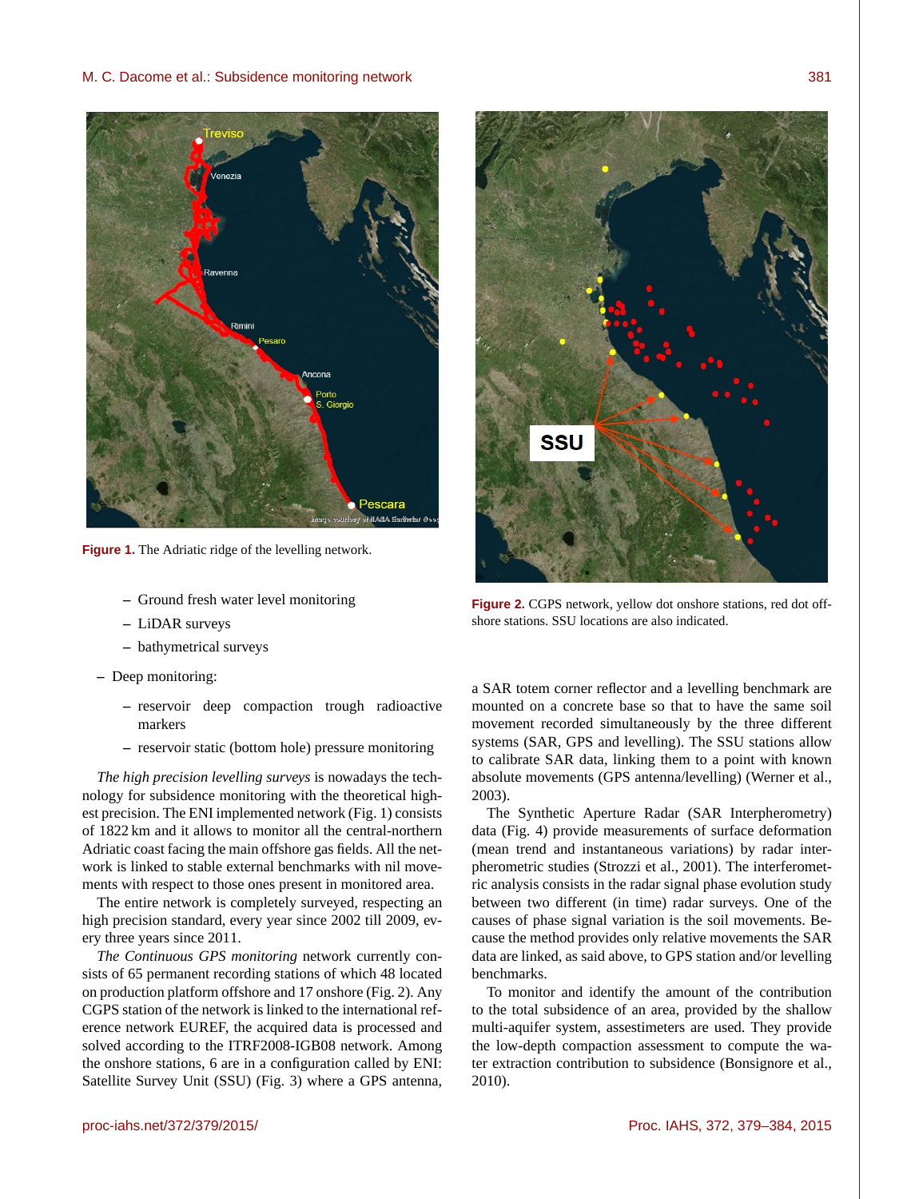Figure 1. The Adriatic ridge of the levelling network.

- Ground fresh water level monitoring
- LiDAR surveys
- bathymetrical surveys

- Deep monitoring:
  - reservoir deep compaction trough radioactive markers
  - reservoir static (bottom hole) pressure monitoring

*The high precision levelling surveys* is nowadays the technology for subsidence monitoring with the theoretical highest precision. The ENI implemented network (Fig. 1) consists of 1822 km and it allows to monitor all the central-northern Adriatic coast facing the main offshore gas fields. All the network is linked to stable external benchmarks with nil movements with respect to those ones present in monitored area.

The entire network is completely surveyed, respecting an high precision standard, every year since 2002 till 2009, every three years since 2011.

*The Continuous GPS monitoring* network currently consists of 65 permanent recording stations of which 48 located on production platform offshore and 17 onshore (Fig. 2). Any CGPS station of the network is linked to the international reference network EUREF, the acquired data is processed and solved according to the ITRF2008-IGB08 network. Among the onshore stations, 6 are in a configuration called by ENI: Satellite Survey Unit (SSU) (Fig. 3) where a GPS antenna, a SAR totem corner reflector and a levelling benchmark are mounted on a concrete base so that to have the same soil movement recorded simultaneously by the three different systems (SAR, GPS and levelling). The SSU stations allow to calibrate SAR data, linking them to a point with known absolute movements (GPS antenna/levelling) (Werner et al., 2003).

Figure 2. CGPS network, yellow dot onshore stations, red dot offshore stations. SSU locations are also indicated.

The Synthetic Aperture Radar (SAR Interpherometry) data (Fig. 4) provide measurements of surface deformation (mean trend and instantaneous variations) by radar interpherometric studies (Strozzi et al., 2001). The interferometric analysis consists in the radar signal phase evolution study between two different (in time) radar surveys. One of the causes of phase signal variation is the soil movements. Because the method provides only relative movements the SAR data are linked, as said above, to GPS station and/or levelling benchmarks.

To monitor and identify the amount of the contribution to the total subsidence of an area, provided by the shallow multi-aquifer system, assestimeters are used. They provide the low-depth compaction assessment to compute the water extraction contribution to subsidence (Bonsignore et al., 2010).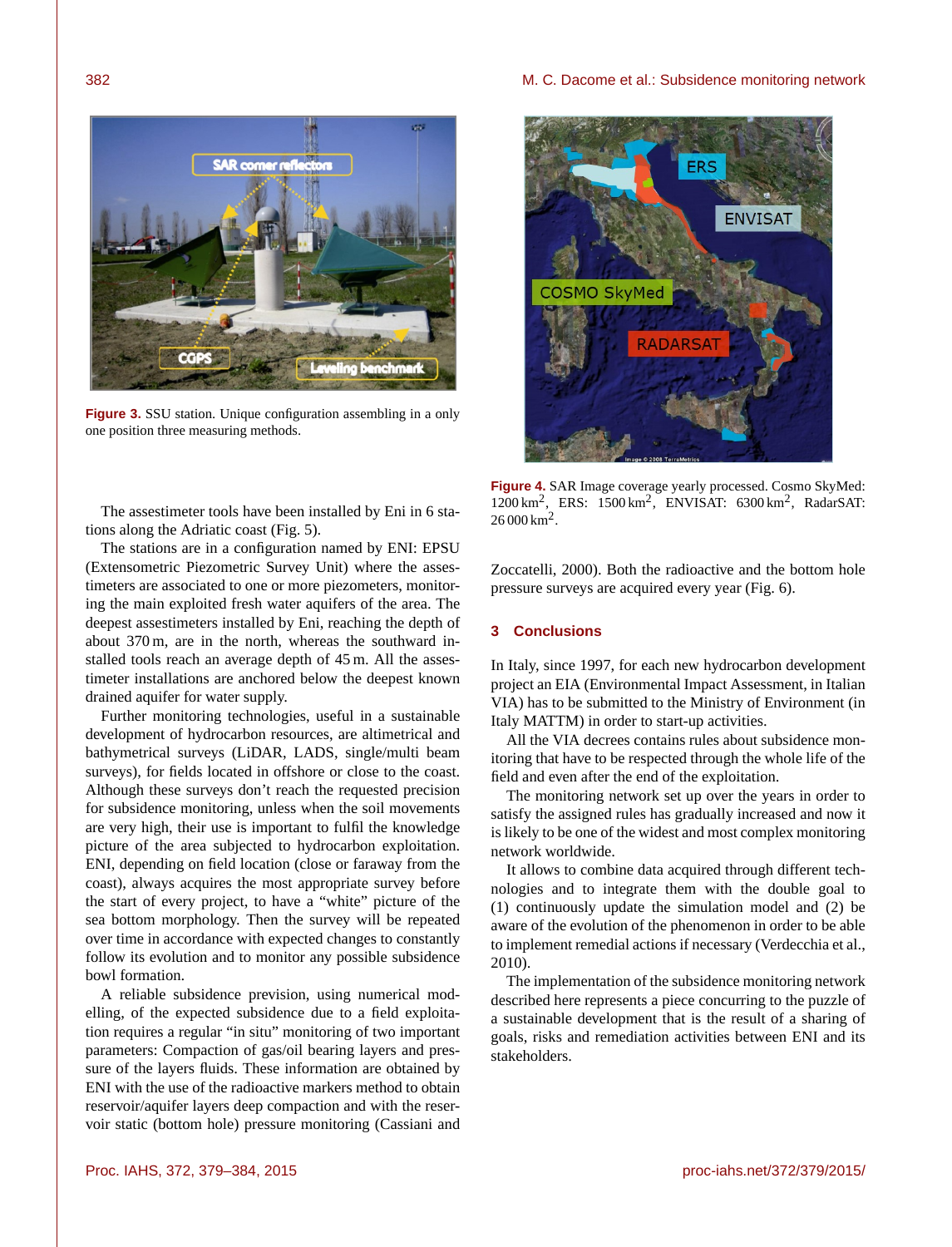Figure 3. SSU station. Unique configuration assembling in a only one position three measuring methods.

Figure 4. SAR Image coverage yearly processed. Cosmo SkyMed: 1200 km$^2$, ERS: 1500 km$^2$, ENVISAT: 6300 km$^2$, RadarSAT: 26 000 km$^2$.

The assestimeter tools have been installed by Eni in 6 stations along the Adriatic coast (Fig. 5).

The stations are in a configuration named by ENI: EPSU (Extensometric Piezometric Survey Unit) where the assestimeters are associated to one or more piezometers, monitoring the main exploited fresh water aquifers of the area. The deepest assestimeters installed by Eni, reaching the depth of about 370 m, are in the north, whereas the southward installed tools reach an average depth of 45 m. All the assestimeter installations are anchored below the deepest known drained aquifer for water supply.

Further monitoring technologies, useful in a sustainable development of hydrocarbon resources, are altimetrical and bathymetrical surveys (LiDAR, LADS, single/multi beam surveys), for fields located in offshore or close to the coast. Although these surveys don't reach the requested precision for subsidence monitoring, unless when the soil movements are very high, their use is important to fulfil the knowledge picture of the area subjected to hydrocarbon exploitation. ENI, depending on field location (close or faraway from the coast), always acquires the most appropriate survey before the start of every project, to have a "white" picture of the sea bottom morphology. Then the survey will be repeated over time in accordance with expected changes to constantly follow its evolution and to monitor any possible subsidence bowl formation.

A reliable subsidence prevision, using numerical modelling, of the expected subsidence due to a field exploitation requires a regular "in situ" monitoring of two important parameters: Compaction of gas/oil bearing layers and pressure of the layers fluids. These information are obtained by ENI with the use of the radioactive markers method to obtain reservoir/aquifer layers deep compaction and with the reservoir static (bottom hole) pressure monitoring (Cassiani and Zoccatelli, 2000). Both the radioactive and the bottom hole pressure surveys are acquired every year (Fig. 6).

## 3 Conclusions

In Italy, since 1997, for each new hydrocarbon development project an EIA (Environmental Impact Assessment, in Italian VIA) has to be submitted to the Ministry of Environment (in Italy MATTM) in order to start-up activities.

All the VIA decrees contains rules about subsidence monitoring that have to be respected through the whole life of the field and even after the end of the exploitation.

The monitoring network set up over the years in order to satisfy the assigned rules has gradually increased and now it is likely to be one of the widest and most complex monitoring network worldwide.

It allows to combine data acquired through different technologies and to integrate them with the double goal to (1) continuously update the simulation model and (2) be aware of the evolution of the phenomenon in order to be able to implement remedial actions if necessary (Verdecchia et al., 2010).

The implementation of the subsidence monitoring network described here represents a piece concurring to the puzzle of a sustainable development that is the result of a sharing of goals, risks and remediation activities between ENI and its stakeholders.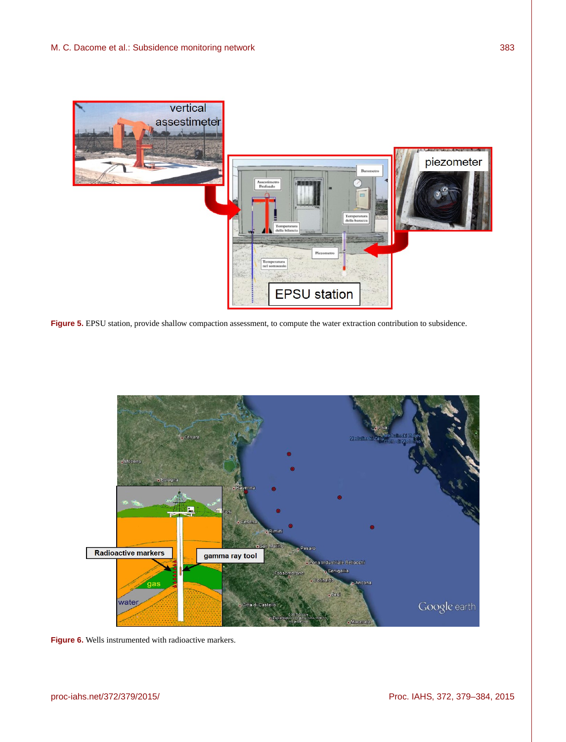**Figure 5.** EPSU station, provide shallow compaction assessment, to compute the water extraction contribution to subsidence.

**Figure 6.** Wells instrumented with radioactive markers.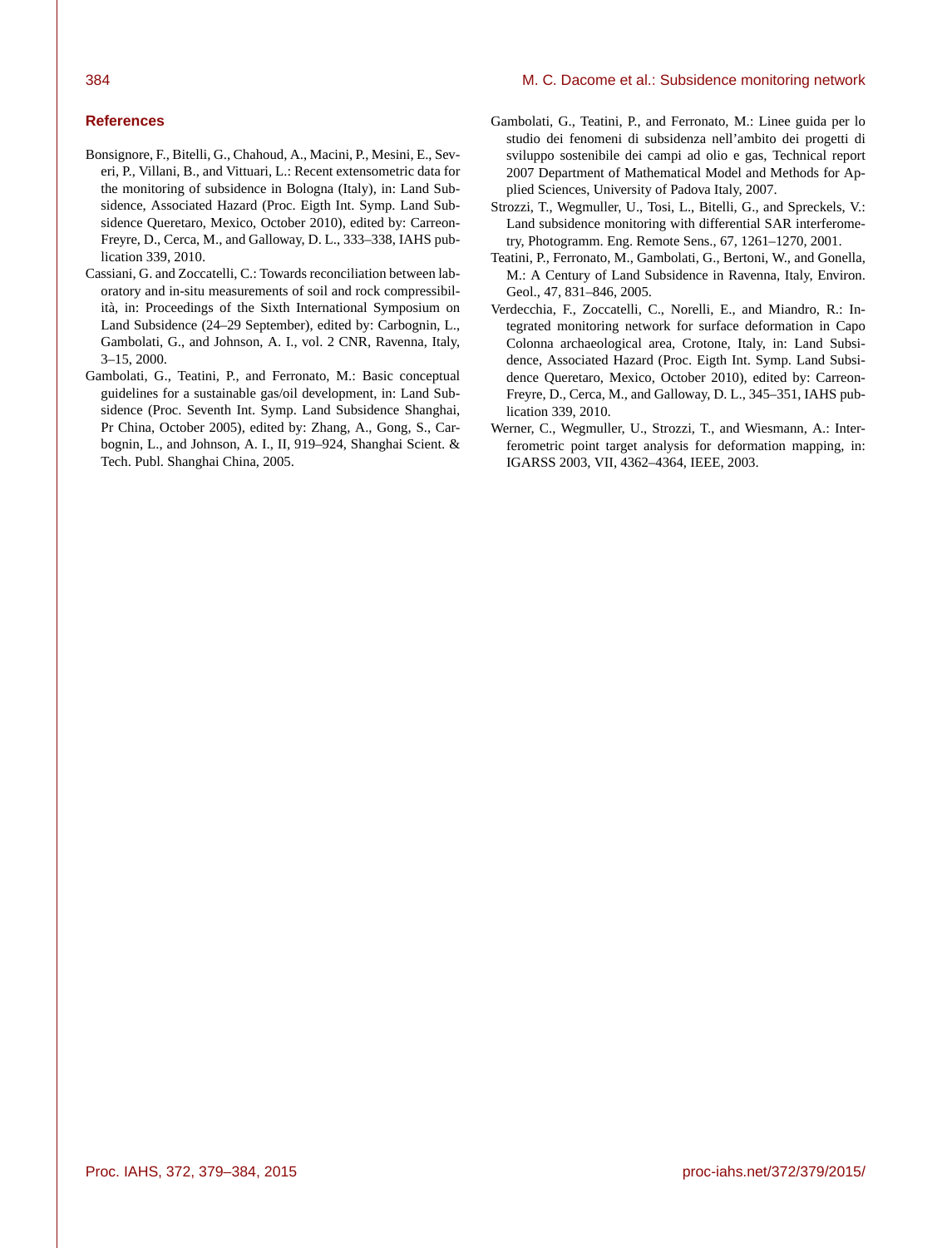## References

Bonsignore, F., Bitelli, G., Chahoud, A., Macini, P., Mesini, E., Severi, P., Villani, B., and Vittuari, L.: Recent extensometric data for the monitoring of subsidence in Bologna (Italy), in: Land Subsidence, Associated Hazard (Proc. Eigth Int. Symp. Land Subsidence Queretaro, Mexico, October 2010), edited by: Carreon-Freyre, D., Cerca, M., and Galloway, D. L., 333–338, IAHS publication 339, 2010.

Cassiani, G. and Zoccatelli, C.: Towards reconciliation between laboratory and in-situ measurements of soil and rock compressibilità, in: Proceedings of the Sixth International Symposium on Land Subsidence (24–29 September), edited by: Carbognin, L., Gambolati, G., and Johnson, A. I., vol. 2 CNR, Ravenna, Italy, 3–15, 2000.

Gambolati, G., Teatini, P., and Ferronato, M.: Basic conceptual guidelines for a sustainable gas/oil development, in: Land Subsidence (Proc. Seventh Int. Symp. Land Subsidence Shanghai, Pr China, October 2005), edited by: Zhang, A., Gong, S., Carbognin, L., and Johnson, A. I., II, 919–924, Shanghai Scient. & Tech. Publ. Shanghai China, 2005.

Gambolati, G., Teatini, P., and Ferronato, M.: Linee guida per lo studio dei fenomeni di subsidenza nell'ambito dei progetti di sviluppo sostenibile dei campi ad olio e gas, Technical report 2007 Department of Mathematical Model and Methods for Applied Sciences, University of Padova Italy, 2007.

Strozzi, T., Wegmuller, U., Tosi, L., Bitelli, G., and Spreckels, V.: Land subsidence monitoring with differential SAR interferometry, Photogramm. Eng. Remote Sens., 67, 1261–1270, 2001.

Teatini, P., Ferronato, M., Gambolati, G., Bertoni, W., and Gonella, M.: A Century of Land Subsidence in Ravenna, Italy, Environ. Geol., 47, 831–846, 2005.

Verdecchia, F., Zoccatelli, C., Norelli, E., and Miandro, R.: Integrated monitoring network for surface deformation in Capo Colonna archaeological area, Crotone, Italy, in: Land Subsidence, Associated Hazard (Proc. Eigth Int. Symp. Land Subsidence Queretaro, Mexico, October 2010), edited by: Carreon-Freyre, D., Cerca, M., and Galloway, D. L., 345–351, IAHS publication 339, 2010.

Werner, C., Wegmuller, U., Strozzi, T., and Wiesmann, A.: Interferometric point target analysis for deformation mapping, in: IGARSS 2003, VII, 4362–4364, IEEE, 2003.